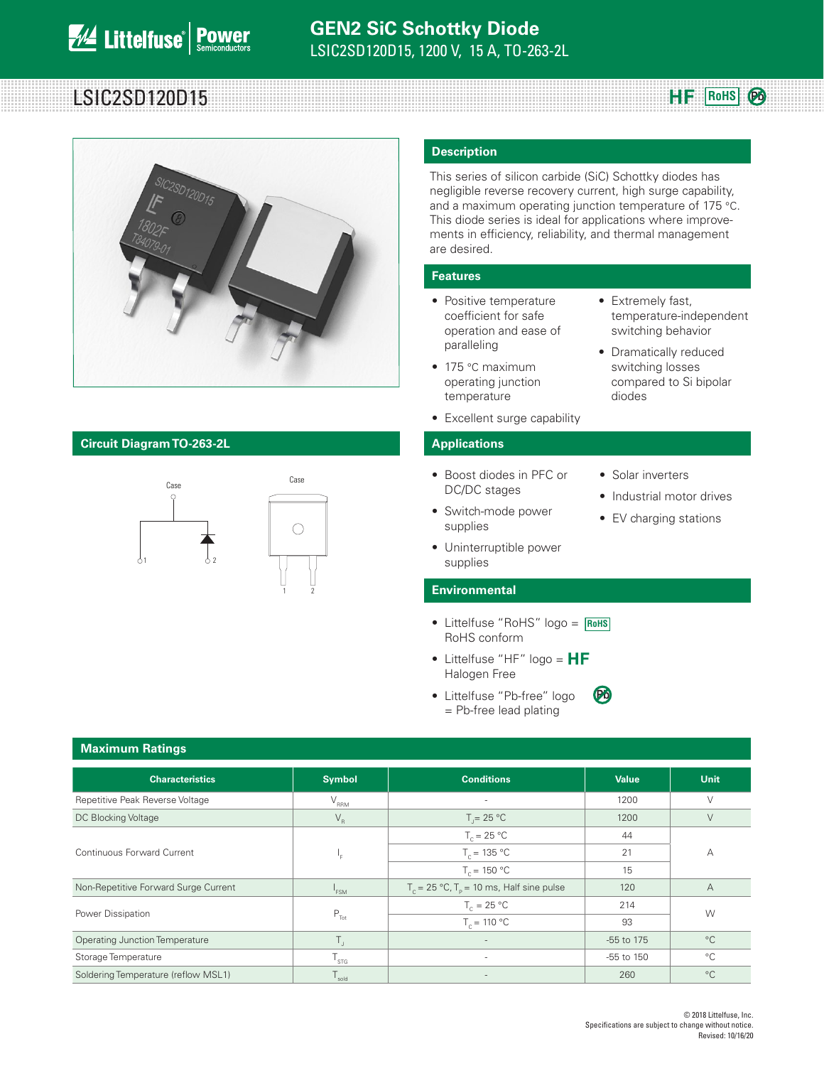# GEN2 SiC Schottky Diode

LSIC2SD120D15, 1200 V, 15 A, TO-263-2L

## LSIC2SD120D15

HF RoHS Pb

## Circuit Diagram TO-263-2L

Case

1 2

## Description

This series of silicon carbide (SiC) Schottky diodes has negligible reverse recovery current, high surge capability, and a maximum operating junction temperature of 175 °C. This diode series is ideal for applications where improvements in efficiency, reliability, and thermal management are desired.

## Features

- Positive temperature coefficient for safe operation and ease of paralleling
- 175 °C maximum operating junction temperature
- Excellent surge capability
- Extremely fast, temperature-independent switching behavior
- Dramatically reduced switching losses compared to Si bipolar diodes

## Applications

- Boost diodes in PFC or DC/DC stages
- Switch-mode power supplies
- Uninterruptible power supplies
- Solar inverters
- Industrial motor drives
- EV charging stations

## Environmental

- Littelfuse "RoHS" logo = RoHS conform
- Littelfuse "HF" logo = HF Halogen Free
- Littelfuse "Pb-free" logo = Pb-free lead plating

## Maximum Ratings

| Characteristics | Symbol | Conditions | Value | Unit |
|---|---|---|---|---|
| Repetitive Peak Reverse Voltage | $V_{RRM}$ | - | 1200 | V |
| DC Blocking Voltage | $V_R$ | $T_J$ = 25 °C | 1200 | V |
| Continuous Forward Current | $I_F$ | $T_C$ = 25 °C | 44 | A |
| | | $T_C$ = 135 °C | 21 | |
| | | $T_C$ = 150 °C | 15 | |
| Non-Repetitive Forward Surge Current | $I_{FSM}$ | $T_C$ = 25 °C, $T_P$ = 10 ms, Half sine pulse | 120 | A |
| Power Dissipation | $P_{Tot}$ | $T_C$ = 25 °C | 214 | W |
| | | $T_C$ = 110 °C | 93 | |
| Operating Junction Temperature | $T_J$ | - | -55 to 175 | °C |
| Storage Temperature | $T_{STG}$ | - | -55 to 150 | °C |
| Soldering Temperature (reflow MSL1) | $T_{sold}$ | - | 260 | °C |

© 2018 Littelfuse, Inc.
Specifications are subject to change without notice.
Revised: 10/16/20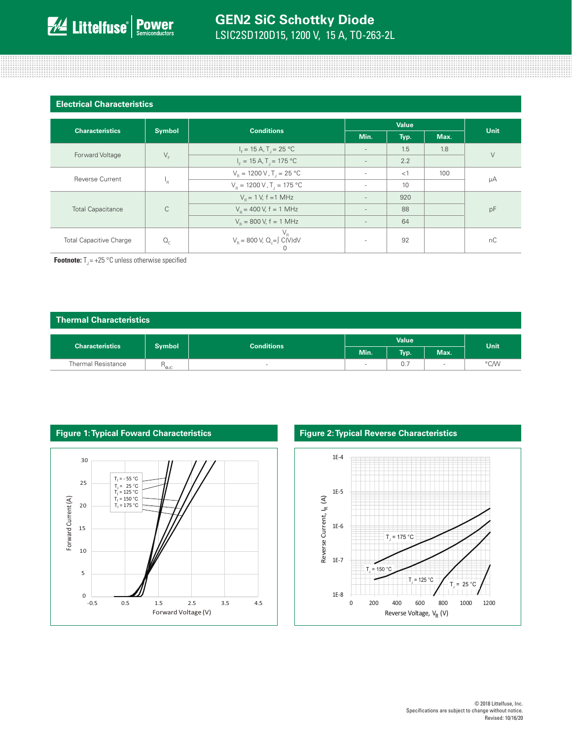## Electrical Characteristics

| Characteristics | Symbol | Conditions | Value | | | Unit |
|---|---|---|---|---|---|---|
| | | | Min. | Typ. | Max. | |
| Forward Voltage | $V_F$ | $I_F$ = 15 A, $T_J$ = 25 °C | - | 1.5 | 1.8 | V |
| | | $I_F$ = 15 A, $T_J$ = 175 °C | - | 2.2 | | |
| Reverse Current | $I_R$ | $V_R$ = 1200 V, $T_J$ = 25 °C | - | <1 | 100 | µA |
| | | $V_R$ = 1200 V, $T_J$ = 175 °C | - | 10 | | |
| Total Capacitance | C | $V_R$ = 1 V, f =1 MHz | - | 920 | | pF |
| | | $V_R$ = 400 V, f = 1 MHz | - | 88 | | |
| | | $V_R$ = 800 V, f = 1 MHz | - | 64 | | |
| Total Capacitive Charge | $Q_C$ | $V_R$ = 800 V, $Q_c = \int_0^{V_R} C(V)dV$ | - | 92 | | nC |

**Footnote:** $T_J$ = +25 °C unless otherwise specified

## Thermal Characteristics

| Characteristics | Symbol | Conditions | Value | | | Unit |
|---|---|---|---|---|---|---|
| | | | Min. | Typ. | Max. | |
| Thermal Resistance | $R_{\theta JC}$ | - | - | 0.7 | - | °C/W |

**Figure 1: Typical Foward Characteristics**

**Figure 2: Typical Reverse Characteristics**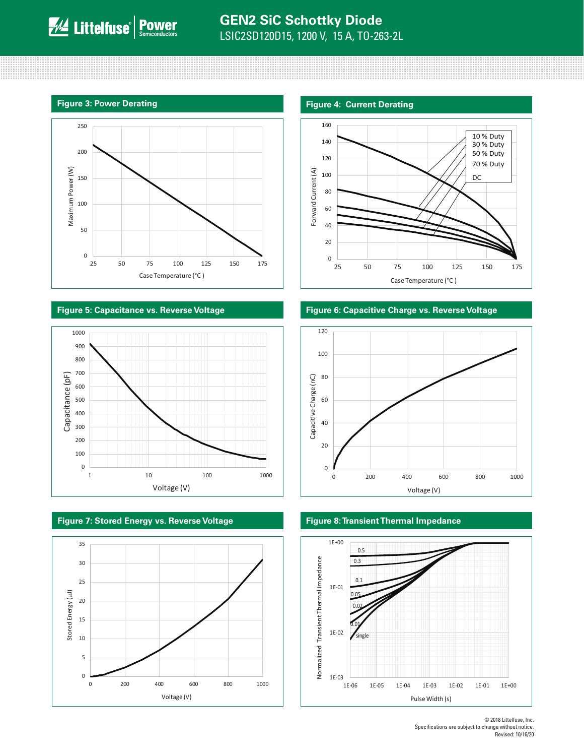### Figure 3: Power Derating

Maximum Power (W)

250
200
150
100
50
0

25 50 75 100 125 150 175

Case Temperature (°C )

### Figure 4: Current Derating

Forward Current (A)

160
140
120
100
80
60
40
20
0

25 50 75 100 125 150 175

Case Temperature (°C )

10 % Duty
30 % Duty
50 % Duty
70 % Duty
DC

### Figure 5: Capacitance vs. Reverse Voltage

Capacitance (pF)

1000
900
800
700
600
500
400
300
200
100
0

1 10 100 1000

Voltage (V)

### Figure 6: Capacitive Charge vs. Reverse Voltage

Capacitive Charge (nC)

120
100
80
60
40
20
0

0 200 400 600 800 1000

Voltage (V)

### Figure 7: Stored Energy vs. Reverse Voltage

Stored Energy (µJ)

35
30
25
20
15
10
5
0

0 200 400 600 800 1000

Voltage (V)

### Figure 8: Transient Thermal Impedance

Normalized Transient Thermal Impedance

1E+00
1E-01
1E-02
1E-03

1E-06 1E-05 1E-04 1E-03 1E-02 1E-01 1E+00

Pulse Width (s)

0.5
0.3
0.1
0.05
0.02
0.01
single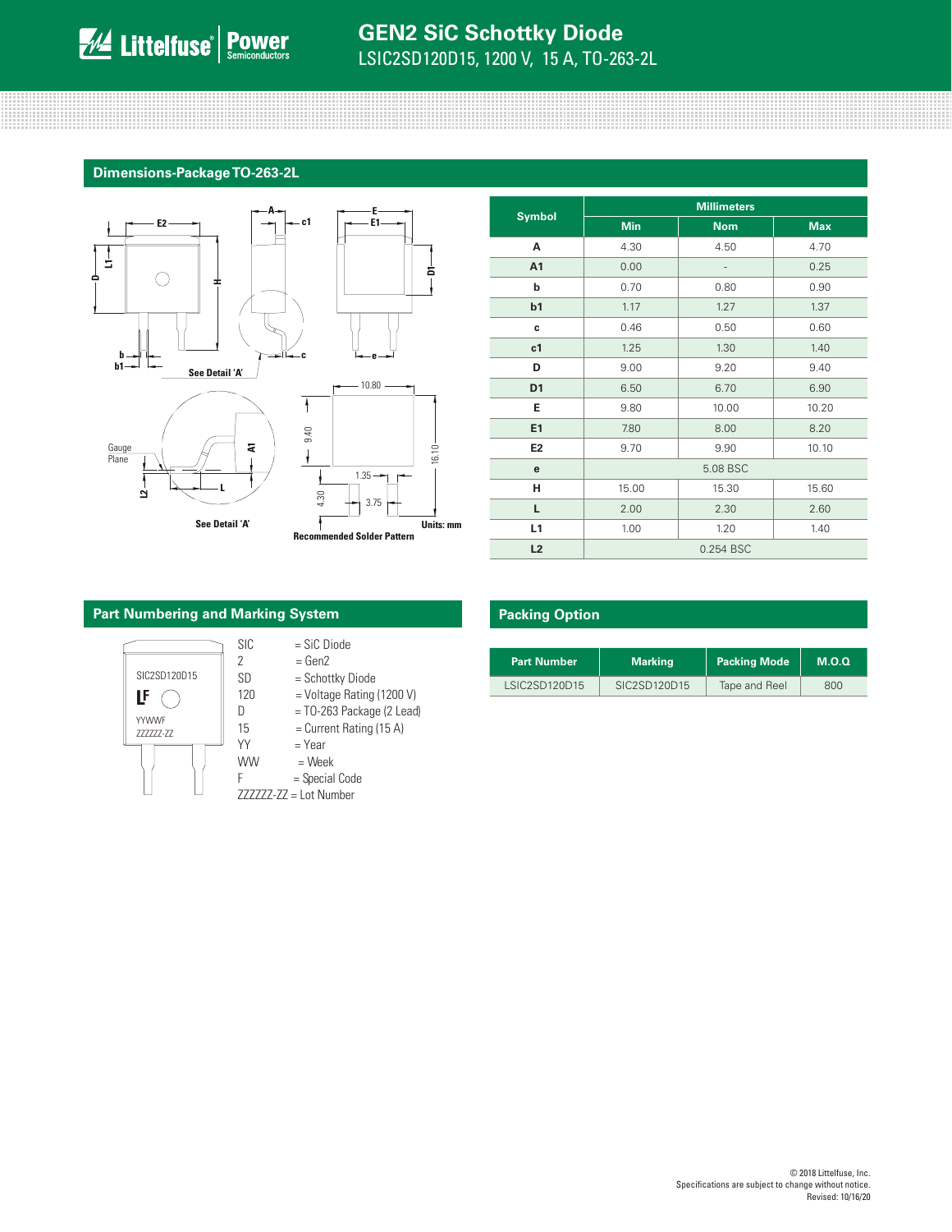## Dimensions-Package TO-263-2L

See Detail 'A'

See Detail 'A'

Recommended Solder Pattern

Units: mm

| Symbol | Millimeters | | |
|---|---|---|---|
| | Min | Nom | Max |
| A | 4.30 | 4.50 | 4.70 |
| A1 | 0.00 | - | 0.25 |
| b | 0.70 | 0.80 | 0.90 |
| b1 | 1.17 | 1.27 | 1.37 |
| c | 0.46 | 0.50 | 0.60 |
| c1 | 1.25 | 1.30 | 1.40 |
| D | 9.00 | 9.20 | 9.40 |
| D1 | 6.50 | 6.70 | 6.90 |
| E | 9.80 | 10.00 | 10.20 |
| E1 | 7.80 | 8.00 | 8.20 |
| E2 | 9.70 | 9.90 | 10.10 |
| e | 5.08 BSC | | |
| H | 15.00 | 15.30 | 15.60 |
| L | 2.00 | 2.30 | 2.60 |
| L1 | 1.00 | 1.20 | 1.40 |
| L2 | 0.254 BSC | | |

## Part Numbering and Marking System

SIC2SD120D15
YYWWF
ZZZZZZ-ZZ

- SIC = SiC Diode
- 2 = Gen2
- SD = Schottky Diode
- 120 = Voltage Rating (1200 V)
- D = TO-263 Package (2 Lead)
- 15 = Current Rating (15 A)
- YY = Year
- WW = Week
- F = Special Code
- ZZZZZZ-ZZ = Lot Number

## Packing Option

| Part Number | Marking | Packing Mode | M.O.Q |
|---|---|---|---|
| LSIC2SD120D15 | SIC2SD120D15 | Tape and Reel | 800 |

© 2018 Littelfuse, Inc.
Specifications are subject to change without notice.
Revised: 10/16/20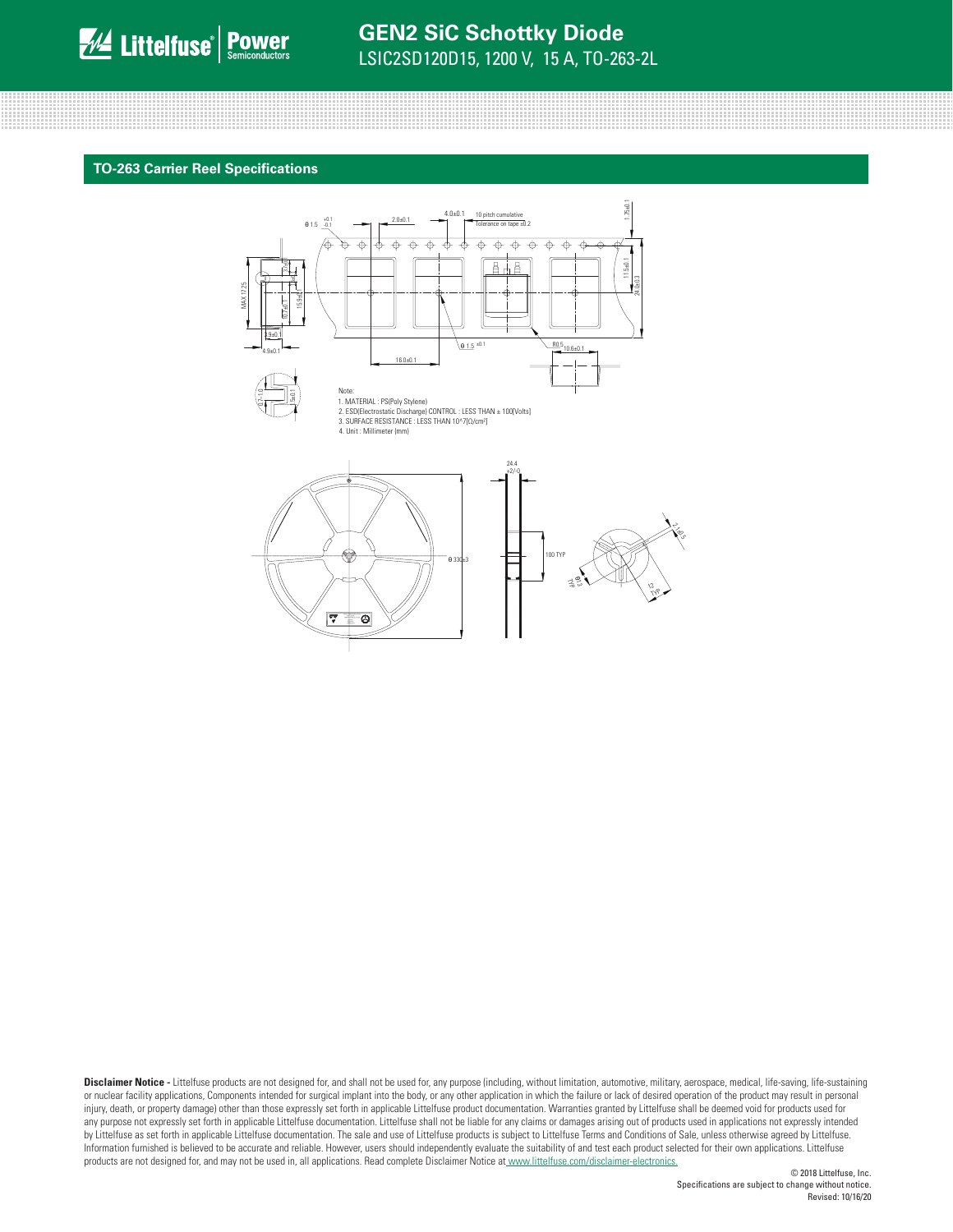## TO-263 Carrier Reel Specifications

Ø 1.5 +0.1 -0.1

2.0±0.1

4.0±0.1

10 pitch cumulative Tolerance on tape ±0.2

1.75±0.1

11.5±0.1

24.0±0.3

MAX 17.25

15.9±0.1

10.7±0.1

1.9±0.1

4.9±0.1

Ø 1.5 ±0.1

16.0±0.1

R0.5

10.6±0.1

0.7-1.0

5±0.1

Note:

1. MATERIAL : PS(Poly Stylene)
2. ESD(Electrostatic Discharge) CONTROL : LESS THAN ± 100[Volts]
3. SURFACE RESISTANCE : LESS THAN 10^7[Ω/cm²]
4. Unit : Millimeter (mm)

24.4 +2/-0

Ø 330±3

100 TYP

Ø 13 TYP

2.1±0.5

12 TYP

**Disclaimer Notice -** Littelfuse products are not designed for, and shall not be used for, any purpose (including, without limitation, automotive, military, aerospace, medical, life-saving, life-sustaining or nuclear facility applications, Components intended for surgical implant into the body, or any other application in which the failure or lack of desired operation of the product may result in personal injury, death, or property damage) other than those expressly set forth in applicable Littelfuse product documentation. Warranties granted by Littelfuse shall be deemed void for products used for any purpose not expressly set forth in applicable Littelfuse documentation. Littelfuse shall not be liable for any claims or damages arising out of products used in applications not expressly intended by Littelfuse as set forth in applicable Littelfuse documentation. The sale and use of Littelfuse products is subject to Littelfuse Terms and Conditions of Sale, unless otherwise agreed by Littelfuse. Information furnished is believed to be accurate and reliable. However, users should independently evaluate the suitability of and test each product selected for their own applications. Littelfuse products are not designed for, and may not be used in, all applications. Read complete Disclaimer Notice at www.littelfuse.com/disclaimer-electronics.

© 2018 Littelfuse, Inc.
Specifications are subject to change without notice.
Revised: 10/16/20